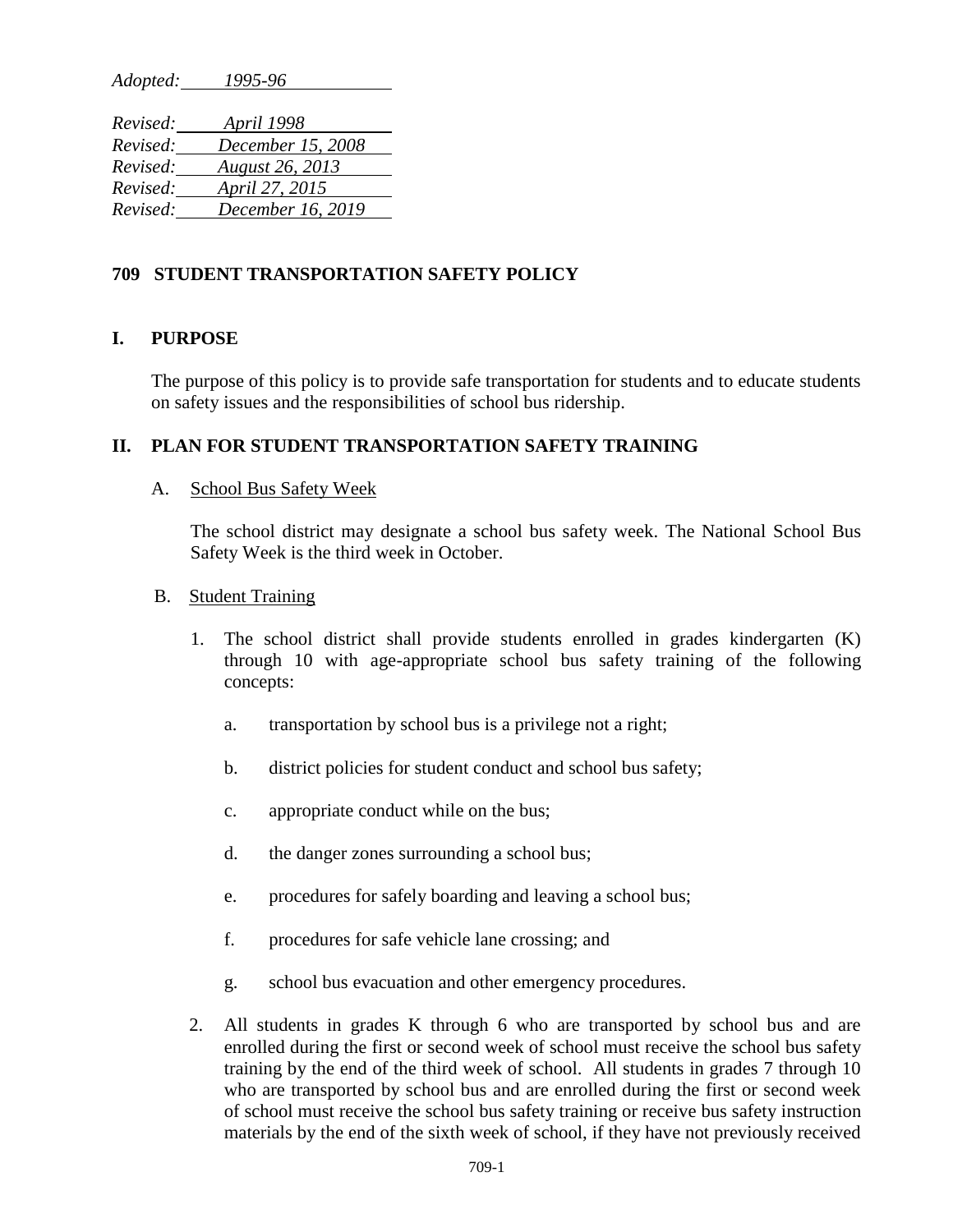*Adopted: 1995-96*

*Revised: April 1998*
*Revised: December 15, 2008*
*Revised: August 26, 2013*
*Revised: April 27, 2015*
*Revised: December 16, 2019*

# 709 STUDENT TRANSPORTATION SAFETY POLICY

## I. PURPOSE

The purpose of this policy is to provide safe transportation for students and to educate students on safety issues and the responsibilities of school bus ridership.

## II. PLAN FOR STUDENT TRANSPORTATION SAFETY TRAINING

### A. School Bus Safety Week

The school district may designate a school bus safety week. The National School Bus Safety Week is the third week in October.

### B. Student Training

1. The school district shall provide students enrolled in grades kindergarten (K) through 10 with age-appropriate school bus safety training of the following concepts:

   a. transportation by school bus is a privilege not a right;

   b. district policies for student conduct and school bus safety;

   c. appropriate conduct while on the bus;

   d. the danger zones surrounding a school bus;

   e. procedures for safely boarding and leaving a school bus;

   f. procedures for safe vehicle lane crossing; and

   g. school bus evacuation and other emergency procedures.

2. All students in grades K through 6 who are transported by school bus and are enrolled during the first or second week of school must receive the school bus safety training by the end of the third week of school. All students in grades 7 through 10 who are transported by school bus and are enrolled during the first or second week of school must receive the school bus safety training or receive bus safety instruction materials by the end of the sixth week of school, if they have not previously received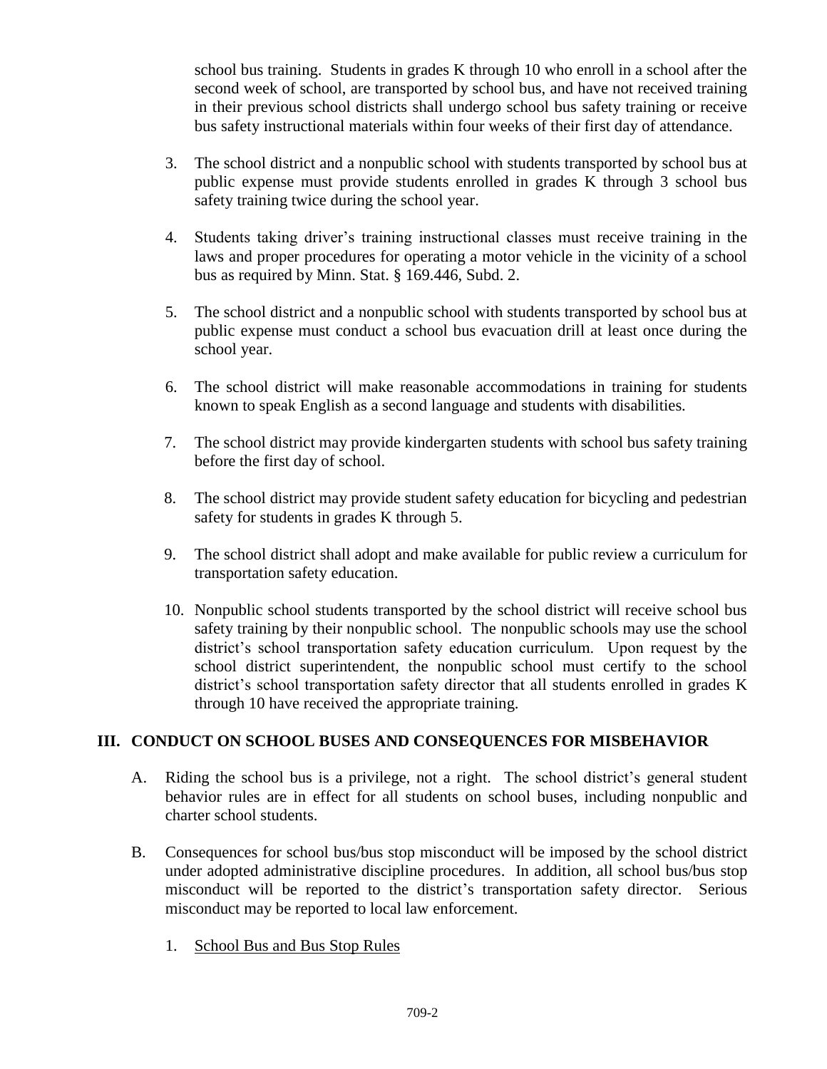school bus training. Students in grades K through 10 who enroll in a school after the second week of school, are transported by school bus, and have not received training in their previous school districts shall undergo school bus safety training or receive bus safety instructional materials within four weeks of their first day of attendance.

3. The school district and a nonpublic school with students transported by school bus at public expense must provide students enrolled in grades K through 3 school bus safety training twice during the school year.

4. Students taking driver's training instructional classes must receive training in the laws and proper procedures for operating a motor vehicle in the vicinity of a school bus as required by Minn. Stat. § 169.446, Subd. 2.

5. The school district and a nonpublic school with students transported by school bus at public expense must conduct a school bus evacuation drill at least once during the school year.

6. The school district will make reasonable accommodations in training for students known to speak English as a second language and students with disabilities.

7. The school district may provide kindergarten students with school bus safety training before the first day of school.

8. The school district may provide student safety education for bicycling and pedestrian safety for students in grades K through 5.

9. The school district shall adopt and make available for public review a curriculum for transportation safety education.

10. Nonpublic school students transported by the school district will receive school bus safety training by their nonpublic school. The nonpublic schools may use the school district's school transportation safety education curriculum. Upon request by the school district superintendent, the nonpublic school must certify to the school district's school transportation safety director that all students enrolled in grades K through 10 have received the appropriate training.

## III. CONDUCT ON SCHOOL BUSES AND CONSEQUENCES FOR MISBEHAVIOR

A. Riding the school bus is a privilege, not a right. The school district's general student behavior rules are in effect for all students on school buses, including nonpublic and charter school students.

B. Consequences for school bus/bus stop misconduct will be imposed by the school district under adopted administrative discipline procedures. In addition, all school bus/bus stop misconduct will be reported to the district's transportation safety director. Serious misconduct may be reported to local law enforcement.

   1. School Bus and Bus Stop Rules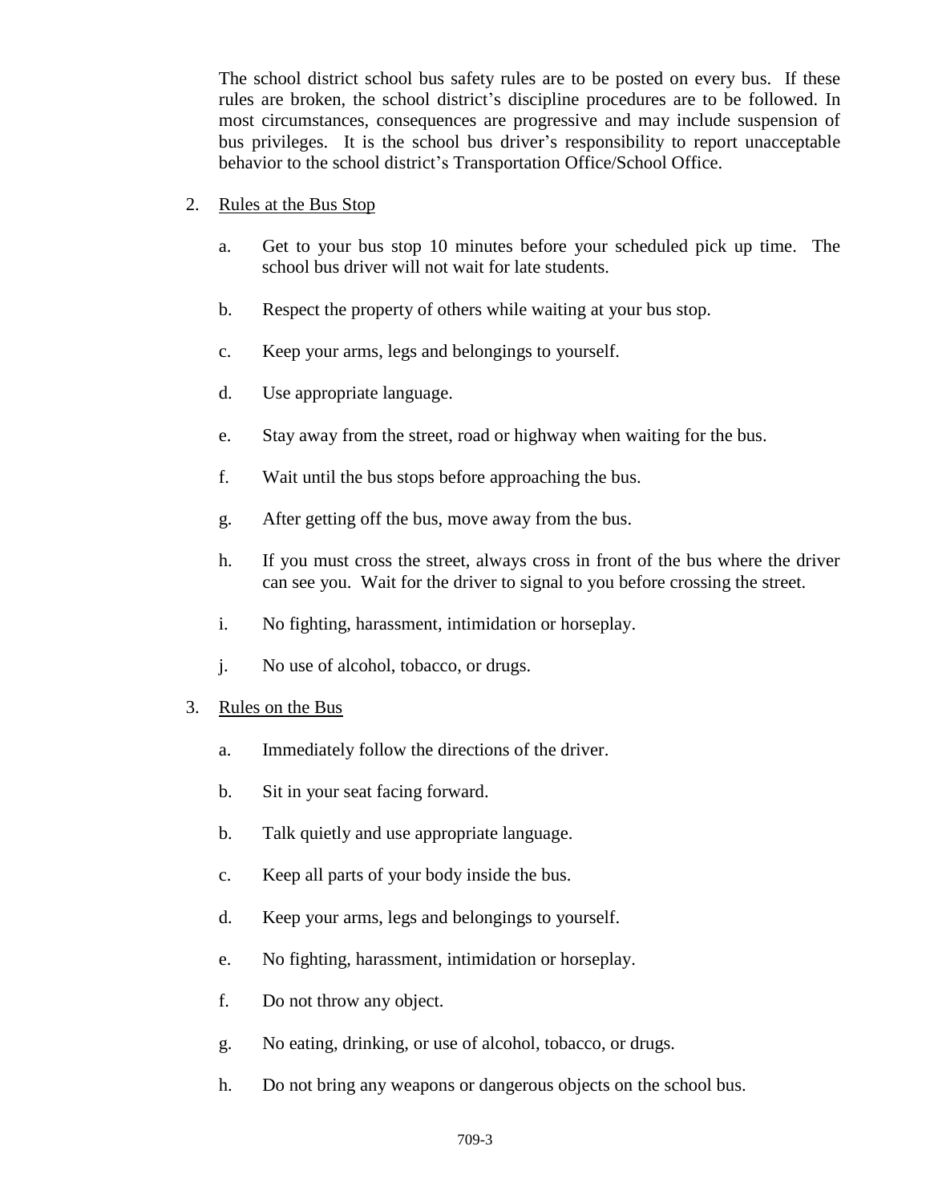The school district school bus safety rules are to be posted on every bus. If these rules are broken, the school district's discipline procedures are to be followed. In most circumstances, consequences are progressive and may include suspension of bus privileges. It is the school bus driver's responsibility to report unacceptable behavior to the school district's Transportation Office/School Office.

2. <u>Rules at the Bus Stop</u>

   a. Get to your bus stop 10 minutes before your scheduled pick up time. The school bus driver will not wait for late students.

   b. Respect the property of others while waiting at your bus stop.

   c. Keep your arms, legs and belongings to yourself.

   d. Use appropriate language.

   e. Stay away from the street, road or highway when waiting for the bus.

   f. Wait until the bus stops before approaching the bus.

   g. After getting off the bus, move away from the bus.

   h. If you must cross the street, always cross in front of the bus where the driver can see you. Wait for the driver to signal to you before crossing the street.

   i. No fighting, harassment, intimidation or horseplay.

   j. No use of alcohol, tobacco, or drugs.

3. <u>Rules on the Bus</u>

   a. Immediately follow the directions of the driver.

   b. Sit in your seat facing forward.

   b. Talk quietly and use appropriate language.

   c. Keep all parts of your body inside the bus.

   d. Keep your arms, legs and belongings to yourself.

   e. No fighting, harassment, intimidation or horseplay.

   f. Do not throw any object.

   g. No eating, drinking, or use of alcohol, tobacco, or drugs.

   h. Do not bring any weapons or dangerous objects on the school bus.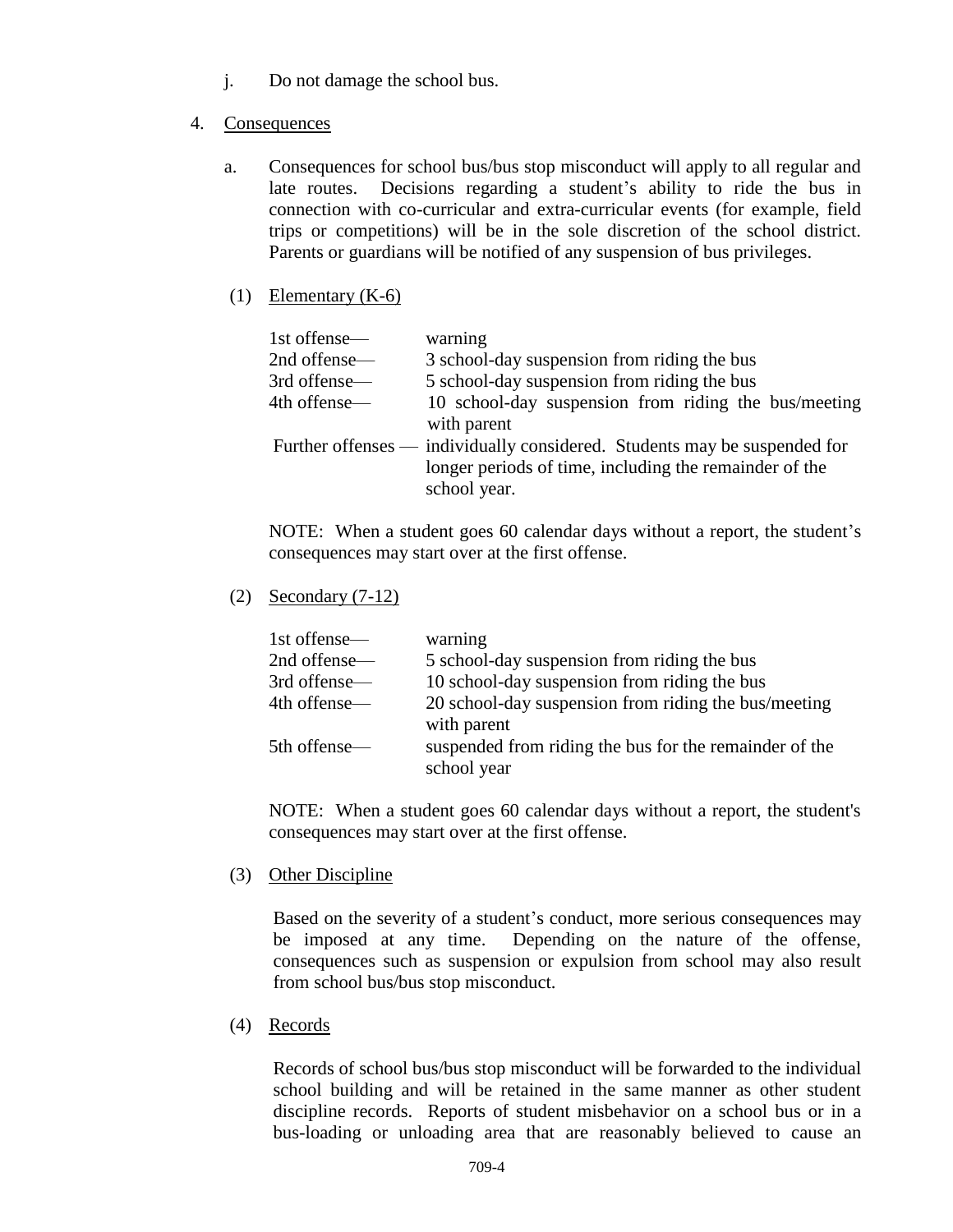j. Do not damage the school bus.

4. Consequences

a. Consequences for school bus/bus stop misconduct will apply to all regular and late routes. Decisions regarding a student's ability to ride the bus in connection with co-curricular and extra-curricular events (for example, field trips or competitions) will be in the sole discretion of the school district. Parents or guardians will be notified of any suspension of bus privileges.

(1) Elementary (K-6)

| | |
|---|---|
| 1st offense— | warning |
| 2nd offense— | 3 school-day suspension from riding the bus |
| 3rd offense— | 5 school-day suspension from riding the bus |
| 4th offense— | 10 school-day suspension from riding the bus/meeting with parent |
| Further offenses — | individually considered. Students may be suspended for longer periods of time, including the remainder of the school year. |

NOTE: When a student goes 60 calendar days without a report, the student's consequences may start over at the first offense.

(2) Secondary (7-12)

| | |
|---|---|
| 1st offense— | warning |
| 2nd offense— | 5 school-day suspension from riding the bus |
| 3rd offense— | 10 school-day suspension from riding the bus |
| 4th offense— | 20 school-day suspension from riding the bus/meeting with parent |
| 5th offense— | suspended from riding the bus for the remainder of the school year |

NOTE: When a student goes 60 calendar days without a report, the student's consequences may start over at the first offense.

(3) Other Discipline

Based on the severity of a student's conduct, more serious consequences may be imposed at any time. Depending on the nature of the offense, consequences such as suspension or expulsion from school may also result from school bus/bus stop misconduct.

(4) Records

Records of school bus/bus stop misconduct will be forwarded to the individual school building and will be retained in the same manner as other student discipline records. Reports of student misbehavior on a school bus or in a bus-loading or unloading area that are reasonably believed to cause an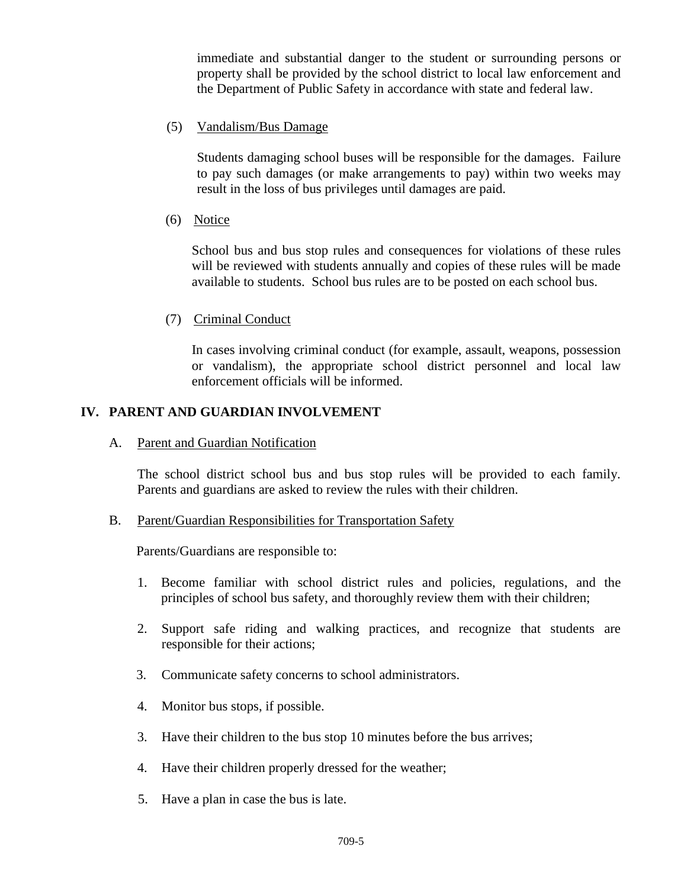immediate and substantial danger to the student or surrounding persons or property shall be provided by the school district to local law enforcement and the Department of Public Safety in accordance with state and federal law.

(5) Vandalism/Bus Damage

Students damaging school buses will be responsible for the damages. Failure to pay such damages (or make arrangements to pay) within two weeks may result in the loss of bus privileges until damages are paid.

(6) Notice

School bus and bus stop rules and consequences for violations of these rules will be reviewed with students annually and copies of these rules will be made available to students. School bus rules are to be posted on each school bus.

(7) Criminal Conduct

In cases involving criminal conduct (for example, assault, weapons, possession or vandalism), the appropriate school district personnel and local law enforcement officials will be informed.

## IV. PARENT AND GUARDIAN INVOLVEMENT

A. Parent and Guardian Notification

The school district school bus and bus stop rules will be provided to each family. Parents and guardians are asked to review the rules with their children.

B. Parent/Guardian Responsibilities for Transportation Safety

Parents/Guardians are responsible to:

1. Become familiar with school district rules and policies, regulations, and the principles of school bus safety, and thoroughly review them with their children;

2. Support safe riding and walking practices, and recognize that students are responsible for their actions;

3. Communicate safety concerns to school administrators.

4. Monitor bus stops, if possible.

3. Have their children to the bus stop 10 minutes before the bus arrives;

4. Have their children properly dressed for the weather;

5. Have a plan in case the bus is late.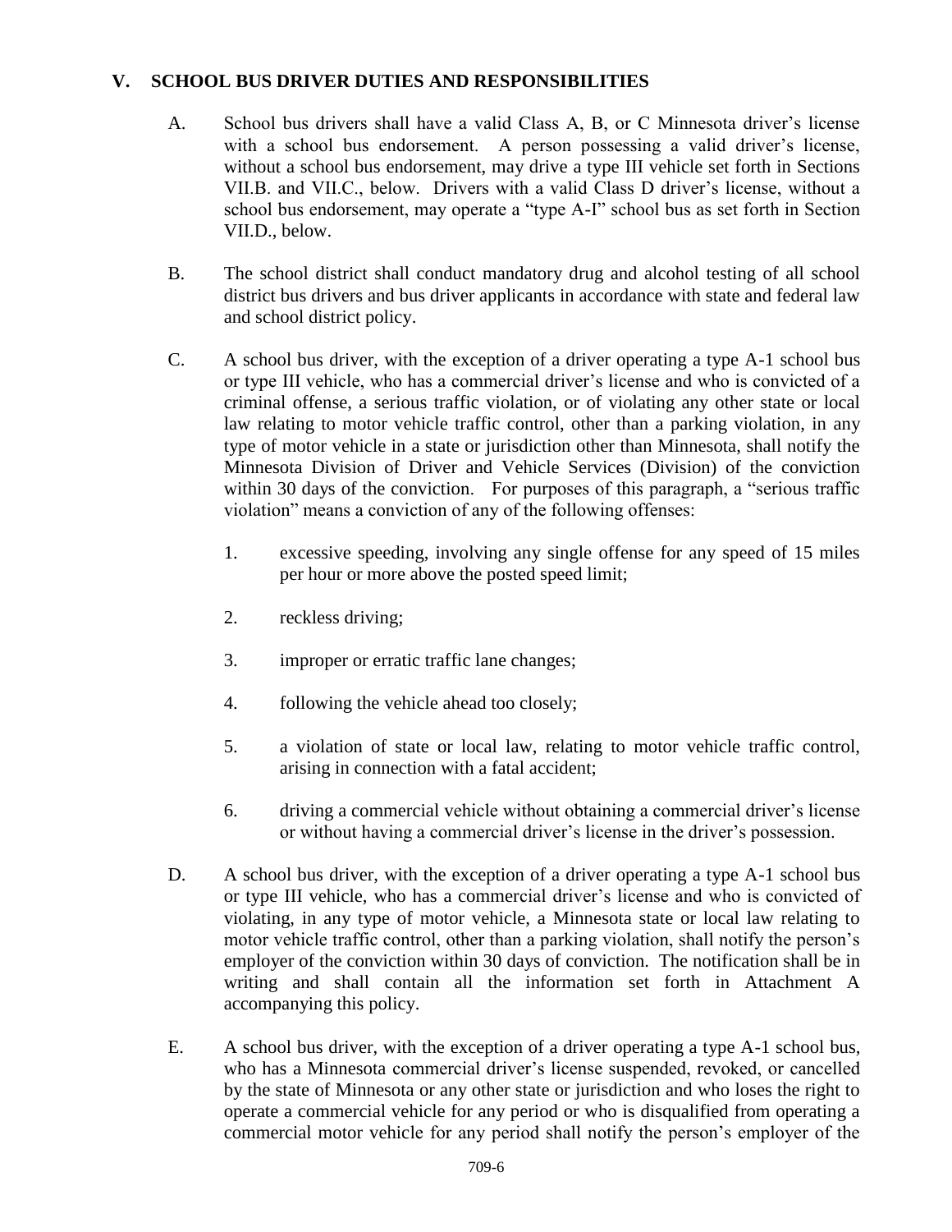## V. SCHOOL BUS DRIVER DUTIES AND RESPONSIBILITIES

A. School bus drivers shall have a valid Class A, B, or C Minnesota driver's license with a school bus endorsement. A person possessing a valid driver's license, without a school bus endorsement, may drive a type III vehicle set forth in Sections VII.B. and VII.C., below. Drivers with a valid Class D driver's license, without a school bus endorsement, may operate a "type A-I" school bus as set forth in Section VII.D., below.

B. The school district shall conduct mandatory drug and alcohol testing of all school district bus drivers and bus driver applicants in accordance with state and federal law and school district policy.

C. A school bus driver, with the exception of a driver operating a type A-1 school bus or type III vehicle, who has a commercial driver's license and who is convicted of a criminal offense, a serious traffic violation, or of violating any other state or local law relating to motor vehicle traffic control, other than a parking violation, in any type of motor vehicle in a state or jurisdiction other than Minnesota, shall notify the Minnesota Division of Driver and Vehicle Services (Division) of the conviction within 30 days of the conviction. For purposes of this paragraph, a "serious traffic violation" means a conviction of any of the following offenses:

   1. excessive speeding, involving any single offense for any speed of 15 miles per hour or more above the posted speed limit;

   2. reckless driving;

   3. improper or erratic traffic lane changes;

   4. following the vehicle ahead too closely;

   5. a violation of state or local law, relating to motor vehicle traffic control, arising in connection with a fatal accident;

   6. driving a commercial vehicle without obtaining a commercial driver's license or without having a commercial driver's license in the driver's possession.

D. A school bus driver, with the exception of a driver operating a type A-1 school bus or type III vehicle, who has a commercial driver's license and who is convicted of violating, in any type of motor vehicle, a Minnesota state or local law relating to motor vehicle traffic control, other than a parking violation, shall notify the person's employer of the conviction within 30 days of conviction. The notification shall be in writing and shall contain all the information set forth in Attachment A accompanying this policy.

E. A school bus driver, with the exception of a driver operating a type A-1 school bus, who has a Minnesota commercial driver's license suspended, revoked, or cancelled by the state of Minnesota or any other state or jurisdiction and who loses the right to operate a commercial vehicle for any period or who is disqualified from operating a commercial motor vehicle for any period shall notify the person's employer of the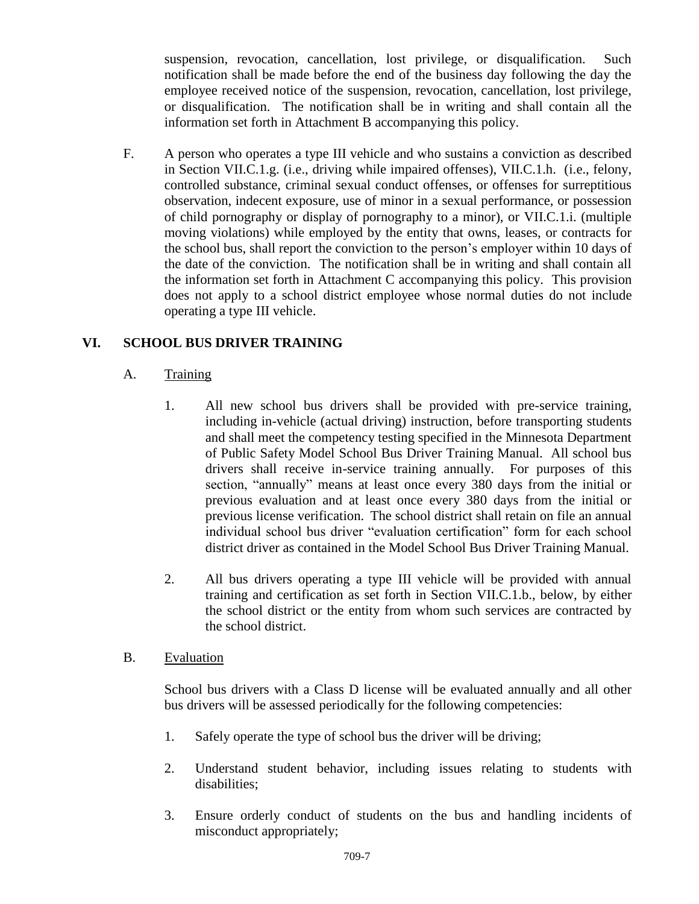suspension, revocation, cancellation, lost privilege, or disqualification. Such notification shall be made before the end of the business day following the day the employee received notice of the suspension, revocation, cancellation, lost privilege, or disqualification. The notification shall be in writing and shall contain all the information set forth in Attachment B accompanying this policy.

F. A person who operates a type III vehicle and who sustains a conviction as described in Section VII.C.1.g. (i.e., driving while impaired offenses), VII.C.1.h. (i.e., felony, controlled substance, criminal sexual conduct offenses, or offenses for surreptitious observation, indecent exposure, use of minor in a sexual performance, or possession of child pornography or display of pornography to a minor), or VII.C.1.i. (multiple moving violations) while employed by the entity that owns, leases, or contracts for the school bus, shall report the conviction to the person's employer within 10 days of the date of the conviction. The notification shall be in writing and shall contain all the information set forth in Attachment C accompanying this policy. This provision does not apply to a school district employee whose normal duties do not include operating a type III vehicle.

## VI. SCHOOL BUS DRIVER TRAINING

A. Training

1. All new school bus drivers shall be provided with pre-service training, including in-vehicle (actual driving) instruction, before transporting students and shall meet the competency testing specified in the Minnesota Department of Public Safety Model School Bus Driver Training Manual. All school bus drivers shall receive in-service training annually. For purposes of this section, "annually" means at least once every 380 days from the initial or previous evaluation and at least once every 380 days from the initial or previous license verification. The school district shall retain on file an annual individual school bus driver "evaluation certification" form for each school district driver as contained in the Model School Bus Driver Training Manual.

2. All bus drivers operating a type III vehicle will be provided with annual training and certification as set forth in Section VII.C.1.b., below, by either the school district or the entity from whom such services are contracted by the school district.

B. Evaluation

School bus drivers with a Class D license will be evaluated annually and all other bus drivers will be assessed periodically for the following competencies:

1. Safely operate the type of school bus the driver will be driving;

2. Understand student behavior, including issues relating to students with disabilities;

3. Ensure orderly conduct of students on the bus and handling incidents of misconduct appropriately;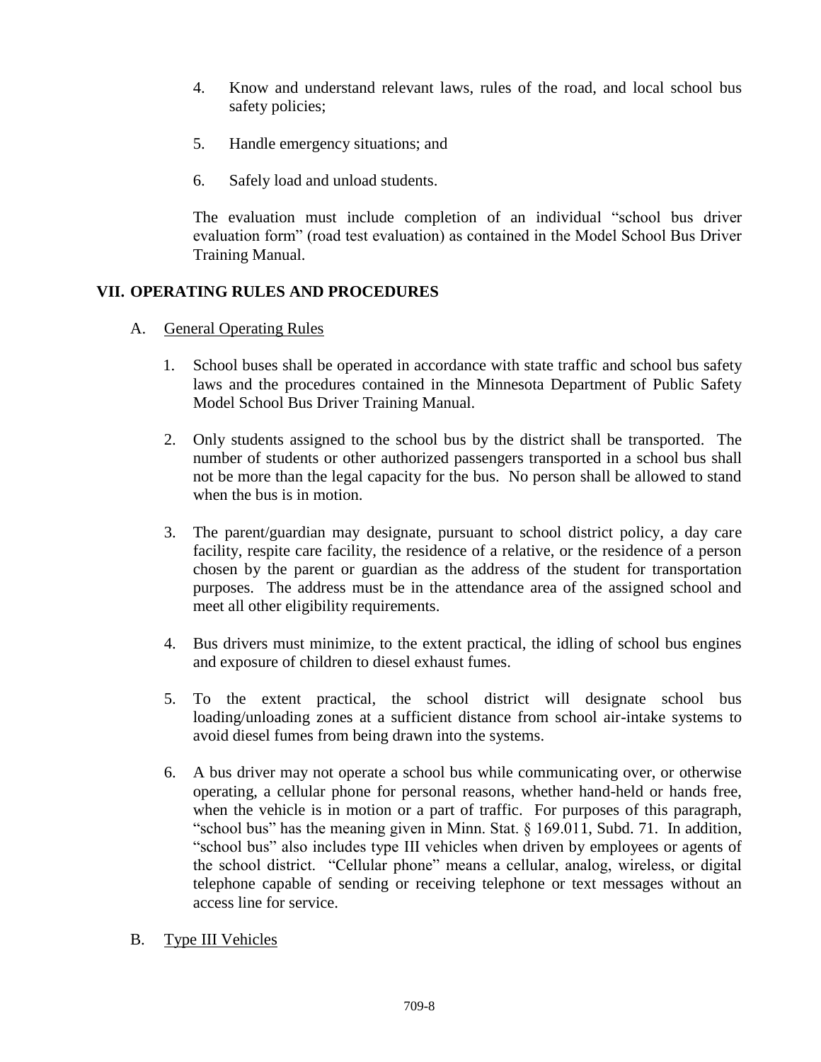4. Know and understand relevant laws, rules of the road, and local school bus safety policies;

5. Handle emergency situations; and

6. Safely load and unload students.

The evaluation must include completion of an individual "school bus driver evaluation form" (road test evaluation) as contained in the Model School Bus Driver Training Manual.

## VII. OPERATING RULES AND PROCEDURES

A. <u>General Operating Rules</u>

1. School buses shall be operated in accordance with state traffic and school bus safety laws and the procedures contained in the Minnesota Department of Public Safety Model School Bus Driver Training Manual.

2. Only students assigned to the school bus by the district shall be transported. The number of students or other authorized passengers transported in a school bus shall not be more than the legal capacity for the bus. No person shall be allowed to stand when the bus is in motion.

3. The parent/guardian may designate, pursuant to school district policy, a day care facility, respite care facility, the residence of a relative, or the residence of a person chosen by the parent or guardian as the address of the student for transportation purposes. The address must be in the attendance area of the assigned school and meet all other eligibility requirements.

4. Bus drivers must minimize, to the extent practical, the idling of school bus engines and exposure of children to diesel exhaust fumes.

5. To the extent practical, the school district will designate school bus loading/unloading zones at a sufficient distance from school air-intake systems to avoid diesel fumes from being drawn into the systems.

6. A bus driver may not operate a school bus while communicating over, or otherwise operating, a cellular phone for personal reasons, whether hand-held or hands free, when the vehicle is in motion or a part of traffic. For purposes of this paragraph, "school bus" has the meaning given in Minn. Stat. § 169.011, Subd. 71. In addition, "school bus" also includes type III vehicles when driven by employees or agents of the school district. "Cellular phone" means a cellular, analog, wireless, or digital telephone capable of sending or receiving telephone or text messages without an access line for service.

B. <u>Type III Vehicles</u>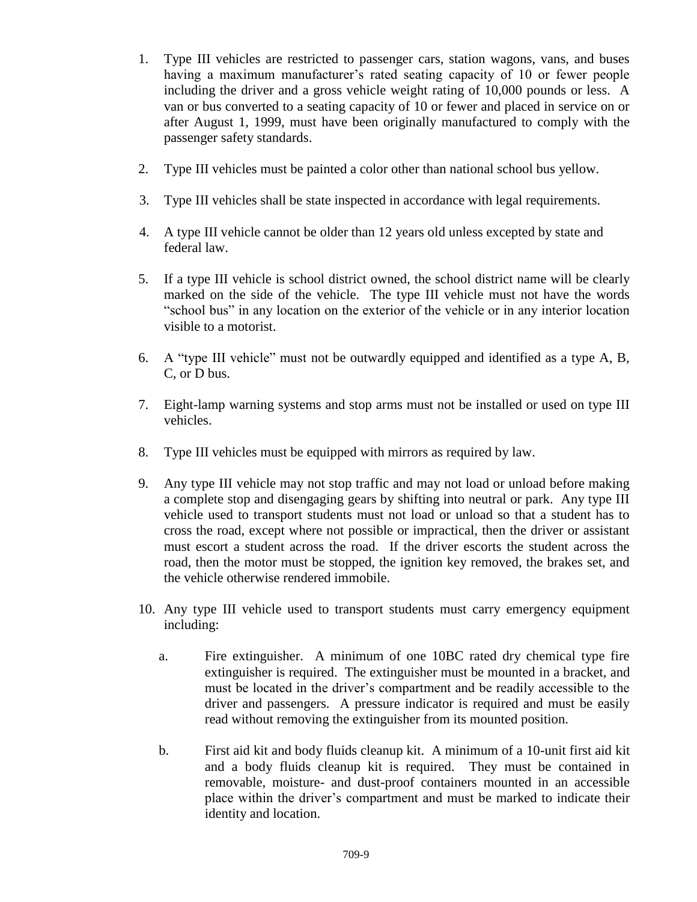1. Type III vehicles are restricted to passenger cars, station wagons, vans, and buses having a maximum manufacturer's rated seating capacity of 10 or fewer people including the driver and a gross vehicle weight rating of 10,000 pounds or less. A van or bus converted to a seating capacity of 10 or fewer and placed in service on or after August 1, 1999, must have been originally manufactured to comply with the passenger safety standards.

2. Type III vehicles must be painted a color other than national school bus yellow.

3. Type III vehicles shall be state inspected in accordance with legal requirements.

4. A type III vehicle cannot be older than 12 years old unless excepted by state and federal law.

5. If a type III vehicle is school district owned, the school district name will be clearly marked on the side of the vehicle. The type III vehicle must not have the words "school bus" in any location on the exterior of the vehicle or in any interior location visible to a motorist.

6. A "type III vehicle" must not be outwardly equipped and identified as a type A, B, C, or D bus.

7. Eight-lamp warning systems and stop arms must not be installed or used on type III vehicles.

8. Type III vehicles must be equipped with mirrors as required by law.

9. Any type III vehicle may not stop traffic and may not load or unload before making a complete stop and disengaging gears by shifting into neutral or park. Any type III vehicle used to transport students must not load or unload so that a student has to cross the road, except where not possible or impractical, then the driver or assistant must escort a student across the road. If the driver escorts the student across the road, then the motor must be stopped, the ignition key removed, the brakes set, and the vehicle otherwise rendered immobile.

10. Any type III vehicle used to transport students must carry emergency equipment including:

    a. Fire extinguisher. A minimum of one 10BC rated dry chemical type fire extinguisher is required. The extinguisher must be mounted in a bracket, and must be located in the driver's compartment and be readily accessible to the driver and passengers. A pressure indicator is required and must be easily read without removing the extinguisher from its mounted position.

    b. First aid kit and body fluids cleanup kit. A minimum of a 10-unit first aid kit and a body fluids cleanup kit is required. They must be contained in removable, moisture- and dust-proof containers mounted in an accessible place within the driver's compartment and must be marked to indicate their identity and location.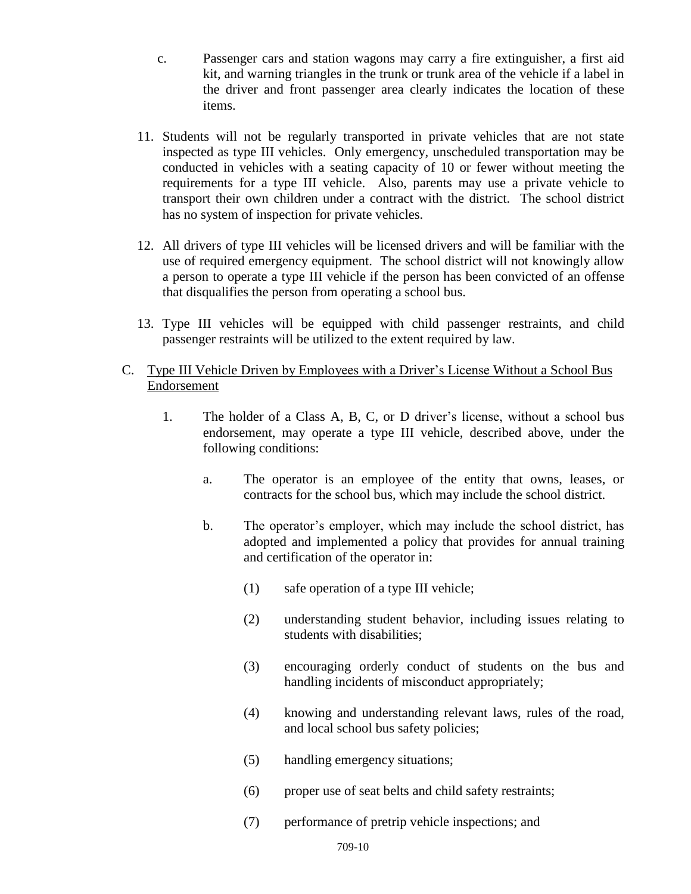c. Passenger cars and station wagons may carry a fire extinguisher, a first aid kit, and warning triangles in the trunk or trunk area of the vehicle if a label in the driver and front passenger area clearly indicates the location of these items.

11. Students will not be regularly transported in private vehicles that are not state inspected as type III vehicles. Only emergency, unscheduled transportation may be conducted in vehicles with a seating capacity of 10 or fewer without meeting the requirements for a type III vehicle. Also, parents may use a private vehicle to transport their own children under a contract with the district. The school district has no system of inspection for private vehicles.

12. All drivers of type III vehicles will be licensed drivers and will be familiar with the use of required emergency equipment. The school district will not knowingly allow a person to operate a type III vehicle if the person has been convicted of an offense that disqualifies the person from operating a school bus.

13. Type III vehicles will be equipped with child passenger restraints, and child passenger restraints will be utilized to the extent required by law.

C. Type III Vehicle Driven by Employees with a Driver's License Without a School Bus Endorsement

1. The holder of a Class A, B, C, or D driver's license, without a school bus endorsement, may operate a type III vehicle, described above, under the following conditions:

   a. The operator is an employee of the entity that owns, leases, or contracts for the school bus, which may include the school district.

   b. The operator's employer, which may include the school district, has adopted and implemented a policy that provides for annual training and certification of the operator in:

      (1) safe operation of a type III vehicle;

      (2) understanding student behavior, including issues relating to students with disabilities;

      (3) encouraging orderly conduct of students on the bus and handling incidents of misconduct appropriately;

      (4) knowing and understanding relevant laws, rules of the road, and local school bus safety policies;

      (5) handling emergency situations;

      (6) proper use of seat belts and child safety restraints;

      (7) performance of pretrip vehicle inspections; and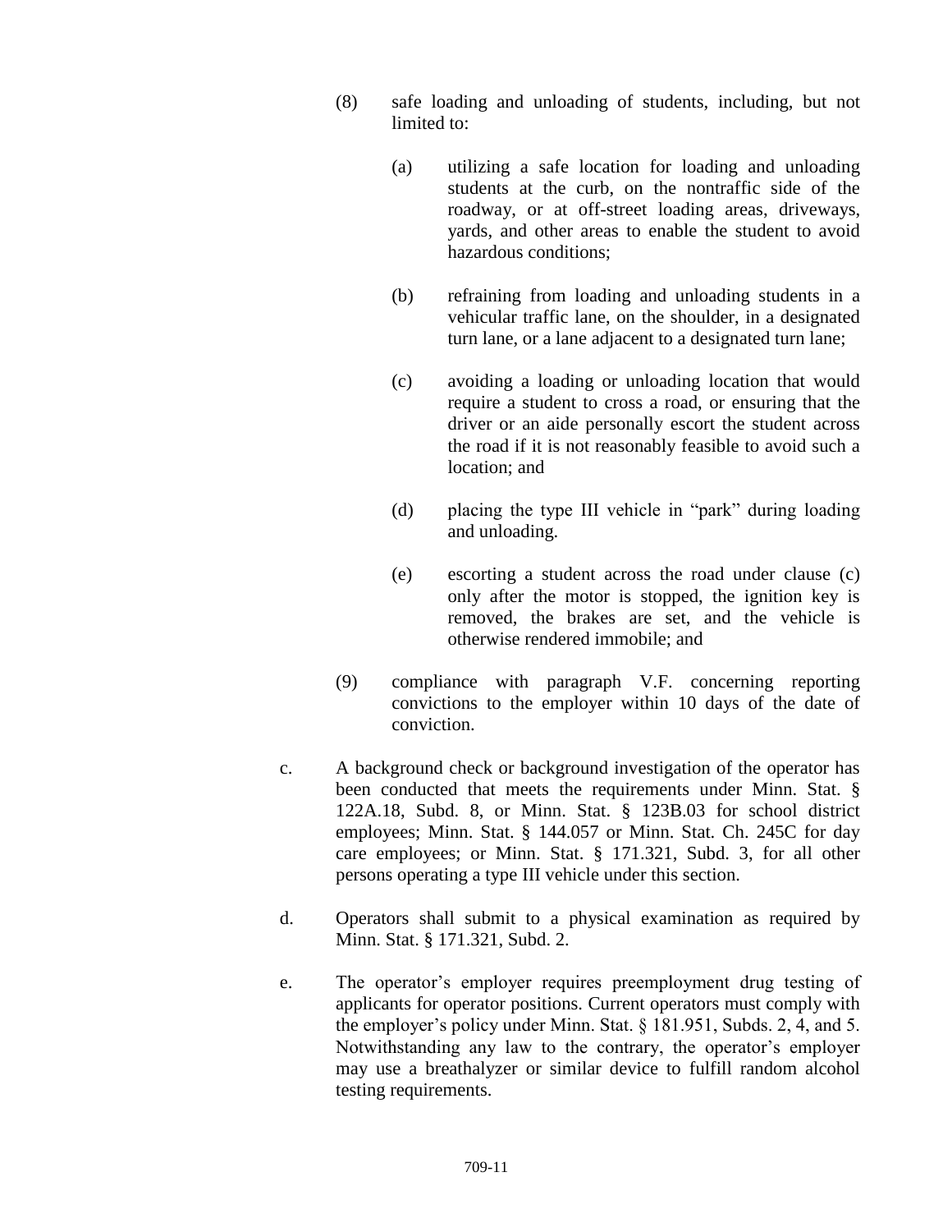(8) safe loading and unloading of students, including, but not limited to:

(a) utilizing a safe location for loading and unloading students at the curb, on the nontraffic side of the roadway, or at off-street loading areas, driveways, yards, and other areas to enable the student to avoid hazardous conditions;

(b) refraining from loading and unloading students in a vehicular traffic lane, on the shoulder, in a designated turn lane, or a lane adjacent to a designated turn lane;

(c) avoiding a loading or unloading location that would require a student to cross a road, or ensuring that the driver or an aide personally escort the student across the road if it is not reasonably feasible to avoid such a location; and

(d) placing the type III vehicle in "park" during loading and unloading.

(e) escorting a student across the road under clause (c) only after the motor is stopped, the ignition key is removed, the brakes are set, and the vehicle is otherwise rendered immobile; and

(9) compliance with paragraph V.F. concerning reporting convictions to the employer within 10 days of the date of conviction.

c. A background check or background investigation of the operator has been conducted that meets the requirements under Minn. Stat. § 122A.18, Subd. 8, or Minn. Stat. § 123B.03 for school district employees; Minn. Stat. § 144.057 or Minn. Stat. Ch. 245C for day care employees; or Minn. Stat. § 171.321, Subd. 3, for all other persons operating a type III vehicle under this section.

d. Operators shall submit to a physical examination as required by Minn. Stat. § 171.321, Subd. 2.

e. The operator's employer requires preemployment drug testing of applicants for operator positions. Current operators must comply with the employer's policy under Minn. Stat. § 181.951, Subds. 2, 4, and 5. Notwithstanding any law to the contrary, the operator's employer may use a breathalyzer or similar device to fulfill random alcohol testing requirements.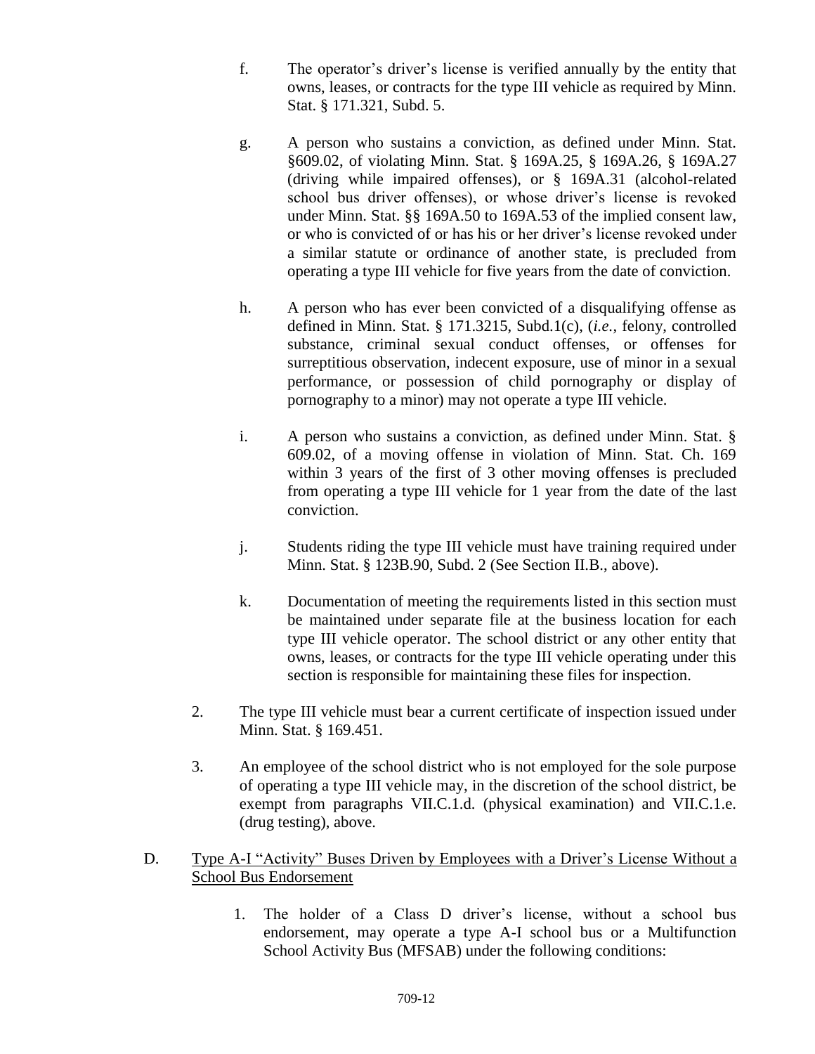f. The operator's driver's license is verified annually by the entity that owns, leases, or contracts for the type III vehicle as required by Minn. Stat. § 171.321, Subd. 5.

g. A person who sustains a conviction, as defined under Minn. Stat. §609.02, of violating Minn. Stat. § 169A.25, § 169A.26, § 169A.27 (driving while impaired offenses), or § 169A.31 (alcohol-related school bus driver offenses), or whose driver's license is revoked under Minn. Stat. §§ 169A.50 to 169A.53 of the implied consent law, or who is convicted of or has his or her driver's license revoked under a similar statute or ordinance of another state, is precluded from operating a type III vehicle for five years from the date of conviction.

h. A person who has ever been convicted of a disqualifying offense as defined in Minn. Stat. § 171.3215, Subd.1(c), (*i.e.*, felony, controlled substance, criminal sexual conduct offenses, or offenses for surreptitious observation, indecent exposure, use of minor in a sexual performance, or possession of child pornography or display of pornography to a minor) may not operate a type III vehicle.

i. A person who sustains a conviction, as defined under Minn. Stat. § 609.02, of a moving offense in violation of Minn. Stat. Ch. 169 within 3 years of the first of 3 other moving offenses is precluded from operating a type III vehicle for 1 year from the date of the last conviction.

j. Students riding the type III vehicle must have training required under Minn. Stat. § 123B.90, Subd. 2 (See Section II.B., above).

k. Documentation of meeting the requirements listed in this section must be maintained under separate file at the business location for each type III vehicle operator. The school district or any other entity that owns, leases, or contracts for the type III vehicle operating under this section is responsible for maintaining these files for inspection.

2. The type III vehicle must bear a current certificate of inspection issued under Minn. Stat. § 169.451.

3. An employee of the school district who is not employed for the sole purpose of operating a type III vehicle may, in the discretion of the school district, be exempt from paragraphs VII.C.1.d. (physical examination) and VII.C.1.e. (drug testing), above.

D. Type A-I "Activity" Buses Driven by Employees with a Driver's License Without a School Bus Endorsement

1. The holder of a Class D driver's license, without a school bus endorsement, may operate a type A-I school bus or a Multifunction School Activity Bus (MFSAB) under the following conditions: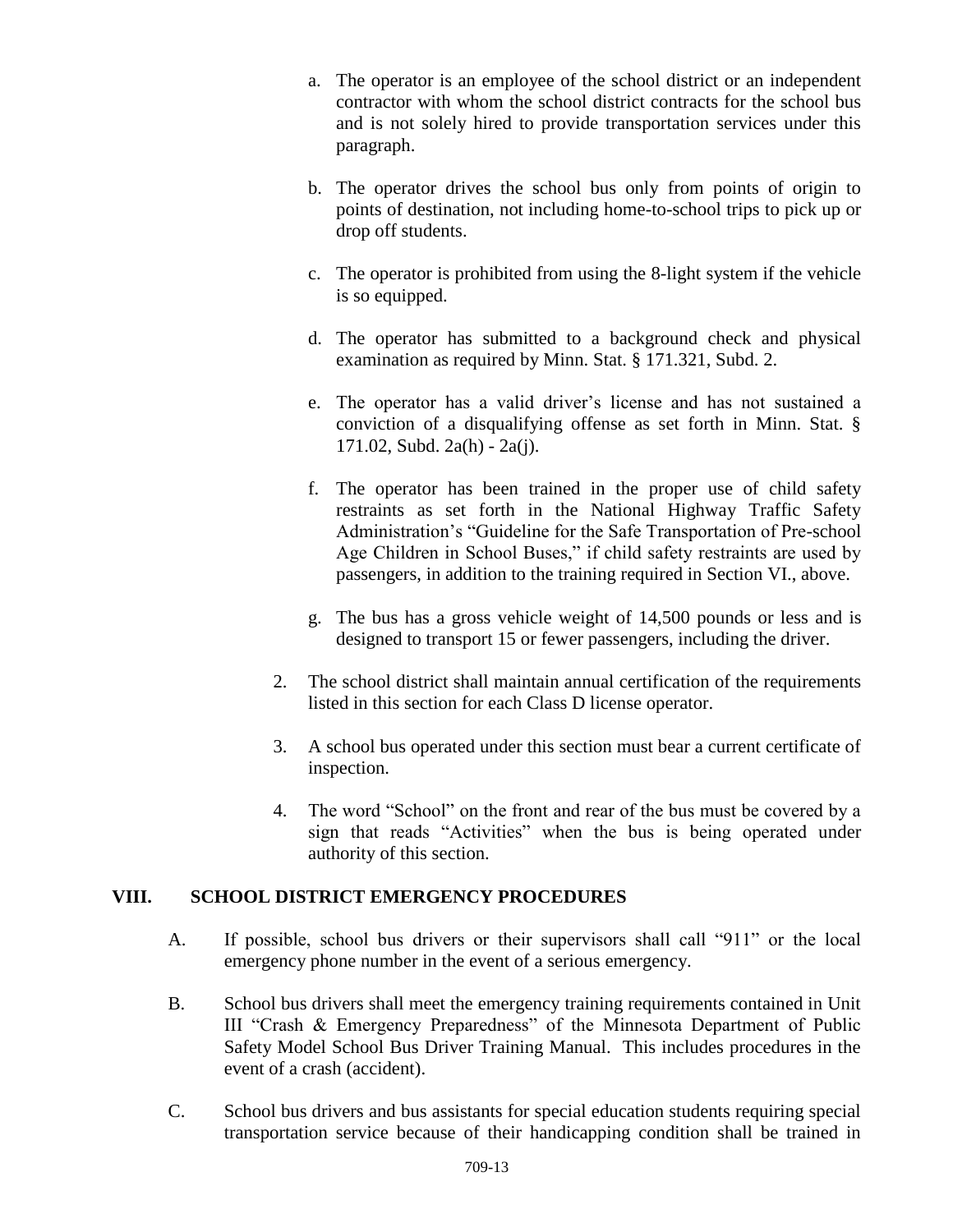a. The operator is an employee of the school district or an independent contractor with whom the school district contracts for the school bus and is not solely hired to provide transportation services under this paragraph.

b. The operator drives the school bus only from points of origin to points of destination, not including home-to-school trips to pick up or drop off students.

c. The operator is prohibited from using the 8-light system if the vehicle is so equipped.

d. The operator has submitted to a background check and physical examination as required by Minn. Stat. § 171.321, Subd. 2.

e. The operator has a valid driver's license and has not sustained a conviction of a disqualifying offense as set forth in Minn. Stat. § 171.02, Subd. 2a(h) - 2a(j).

f. The operator has been trained in the proper use of child safety restraints as set forth in the National Highway Traffic Safety Administration's "Guideline for the Safe Transportation of Pre-school Age Children in School Buses," if child safety restraints are used by passengers, in addition to the training required in Section VI., above.

g. The bus has a gross vehicle weight of 14,500 pounds or less and is designed to transport 15 or fewer passengers, including the driver.

2. The school district shall maintain annual certification of the requirements listed in this section for each Class D license operator.

3. A school bus operated under this section must bear a current certificate of inspection.

4. The word "School" on the front and rear of the bus must be covered by a sign that reads "Activities" when the bus is being operated under authority of this section.

## VIII. SCHOOL DISTRICT EMERGENCY PROCEDURES

A. If possible, school bus drivers or their supervisors shall call "911" or the local emergency phone number in the event of a serious emergency.

B. School bus drivers shall meet the emergency training requirements contained in Unit III "Crash & Emergency Preparedness" of the Minnesota Department of Public Safety Model School Bus Driver Training Manual. This includes procedures in the event of a crash (accident).

C. School bus drivers and bus assistants for special education students requiring special transportation service because of their handicapping condition shall be trained in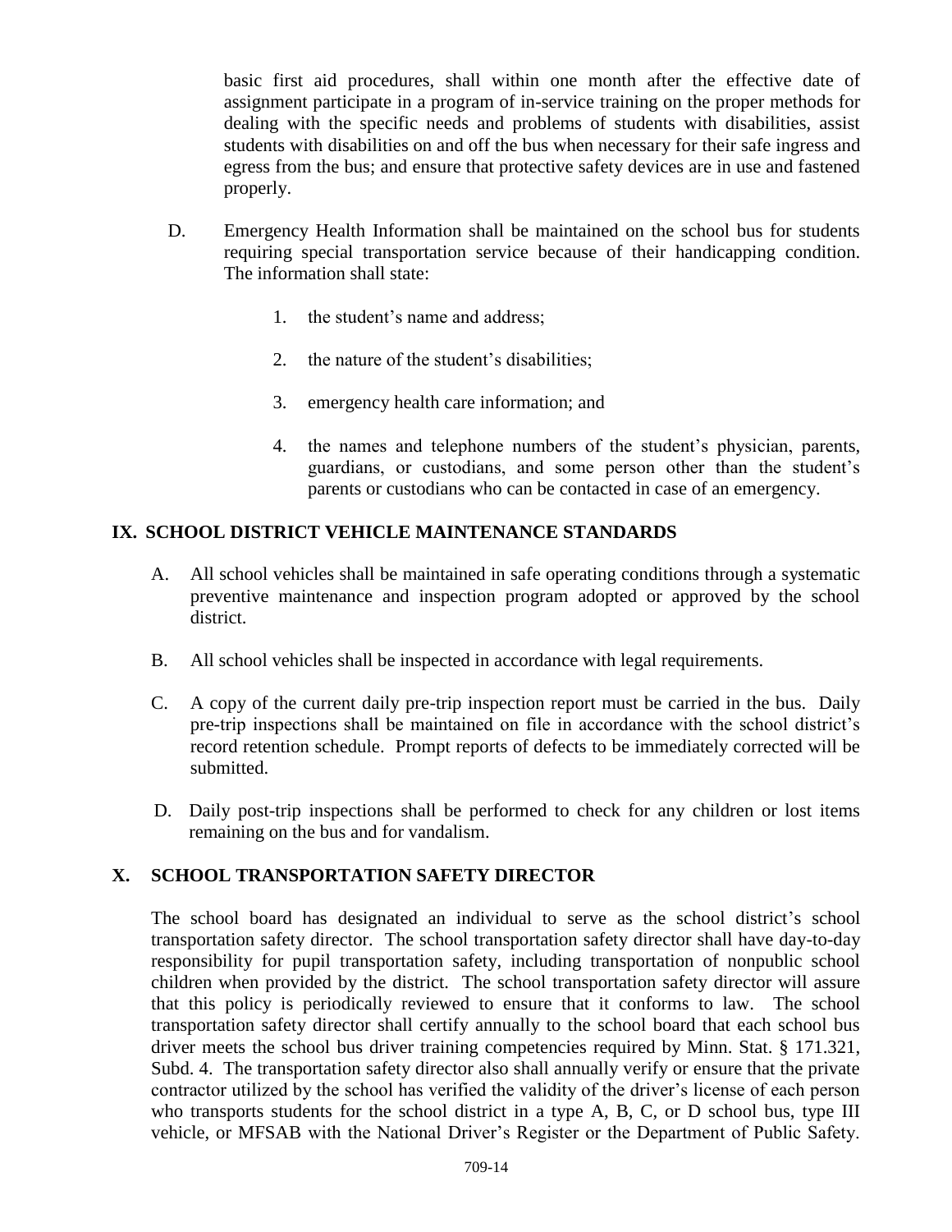basic first aid procedures, shall within one month after the effective date of assignment participate in a program of in-service training on the proper methods for dealing with the specific needs and problems of students with disabilities, assist students with disabilities on and off the bus when necessary for their safe ingress and egress from the bus; and ensure that protective safety devices are in use and fastened properly.

D. Emergency Health Information shall be maintained on the school bus for students requiring special transportation service because of their handicapping condition. The information shall state:

1. the student's name and address;
2. the nature of the student's disabilities;
3. emergency health care information; and
4. the names and telephone numbers of the student's physician, parents, guardians, or custodians, and some person other than the student's parents or custodians who can be contacted in case of an emergency.

## IX. SCHOOL DISTRICT VEHICLE MAINTENANCE STANDARDS

A. All school vehicles shall be maintained in safe operating conditions through a systematic preventive maintenance and inspection program adopted or approved by the school district.

B. All school vehicles shall be inspected in accordance with legal requirements.

C. A copy of the current daily pre-trip inspection report must be carried in the bus. Daily pre-trip inspections shall be maintained on file in accordance with the school district's record retention schedule. Prompt reports of defects to be immediately corrected will be submitted.

D. Daily post-trip inspections shall be performed to check for any children or lost items remaining on the bus and for vandalism.

## X. SCHOOL TRANSPORTATION SAFETY DIRECTOR

The school board has designated an individual to serve as the school district's school transportation safety director. The school transportation safety director shall have day-to-day responsibility for pupil transportation safety, including transportation of nonpublic school children when provided by the district. The school transportation safety director will assure that this policy is periodically reviewed to ensure that it conforms to law. The school transportation safety director shall certify annually to the school board that each school bus driver meets the school bus driver training competencies required by Minn. Stat. § 171.321, Subd. 4. The transportation safety director also shall annually verify or ensure that the private contractor utilized by the school has verified the validity of the driver's license of each person who transports students for the school district in a type A, B, C, or D school bus, type III vehicle, or MFSAB with the National Driver's Register or the Department of Public Safety.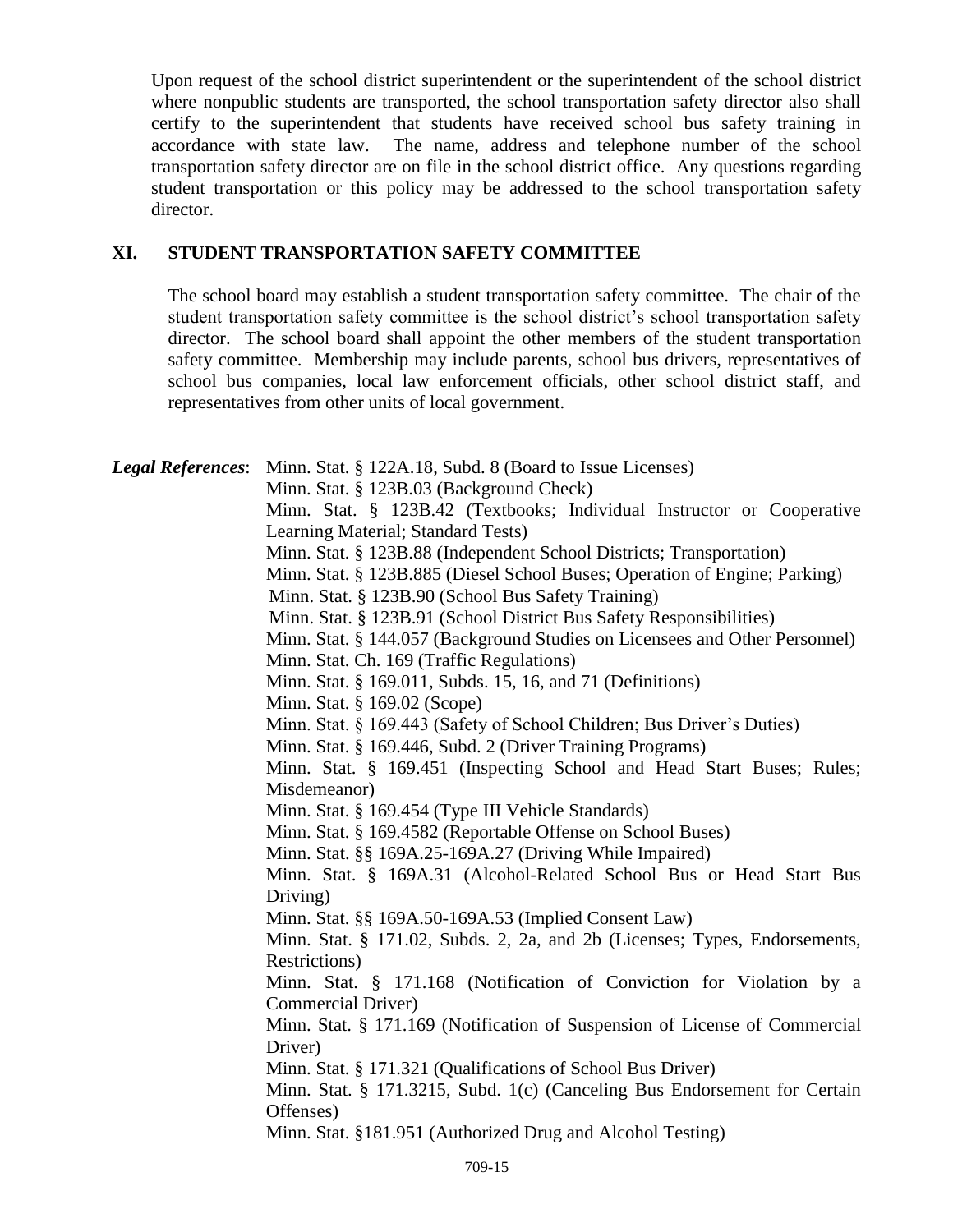Upon request of the school district superintendent or the superintendent of the school district where nonpublic students are transported, the school transportation safety director also shall certify to the superintendent that students have received school bus safety training in accordance with state law. The name, address and telephone number of the school transportation safety director are on file in the school district office. Any questions regarding student transportation or this policy may be addressed to the school transportation safety director.

## XI. STUDENT TRANSPORTATION SAFETY COMMITTEE

The school board may establish a student transportation safety committee. The chair of the student transportation safety committee is the school district's school transportation safety director. The school board shall appoint the other members of the student transportation safety committee. Membership may include parents, school bus drivers, representatives of school bus companies, local law enforcement officials, other school district staff, and representatives from other units of local government.

***Legal References***:

Minn. Stat. § 122A.18, Subd. 8 (Board to Issue Licenses)
Minn. Stat. § 123B.03 (Background Check)
Minn. Stat. § 123B.42 (Textbooks; Individual Instructor or Cooperative Learning Material; Standard Tests)
Minn. Stat. § 123B.88 (Independent School Districts; Transportation)
Minn. Stat. § 123B.885 (Diesel School Buses; Operation of Engine; Parking)
Minn. Stat. § 123B.90 (School Bus Safety Training)
Minn. Stat. § 123B.91 (School District Bus Safety Responsibilities)
Minn. Stat. § 144.057 (Background Studies on Licensees and Other Personnel)
Minn. Stat. Ch. 169 (Traffic Regulations)
Minn. Stat. § 169.011, Subds. 15, 16, and 71 (Definitions)
Minn. Stat. § 169.02 (Scope)
Minn. Stat. § 169.443 (Safety of School Children; Bus Driver's Duties)
Minn. Stat. § 169.446, Subd. 2 (Driver Training Programs)
Minn. Stat. § 169.451 (Inspecting School and Head Start Buses; Rules; Misdemeanor)
Minn. Stat. § 169.454 (Type III Vehicle Standards)
Minn. Stat. § 169.4582 (Reportable Offense on School Buses)
Minn. Stat. §§ 169A.25-169A.27 (Driving While Impaired)
Minn. Stat. § 169A.31 (Alcohol-Related School Bus or Head Start Bus Driving)
Minn. Stat. §§ 169A.50-169A.53 (Implied Consent Law)
Minn. Stat. § 171.02, Subds. 2, 2a, and 2b (Licenses; Types, Endorsements, Restrictions)
Minn. Stat. § 171.168 (Notification of Conviction for Violation by a Commercial Driver)
Minn. Stat. § 171.169 (Notification of Suspension of License of Commercial Driver)
Minn. Stat. § 171.321 (Qualifications of School Bus Driver)
Minn. Stat. § 171.3215, Subd. 1(c) (Canceling Bus Endorsement for Certain Offenses)
Minn. Stat. §181.951 (Authorized Drug and Alcohol Testing)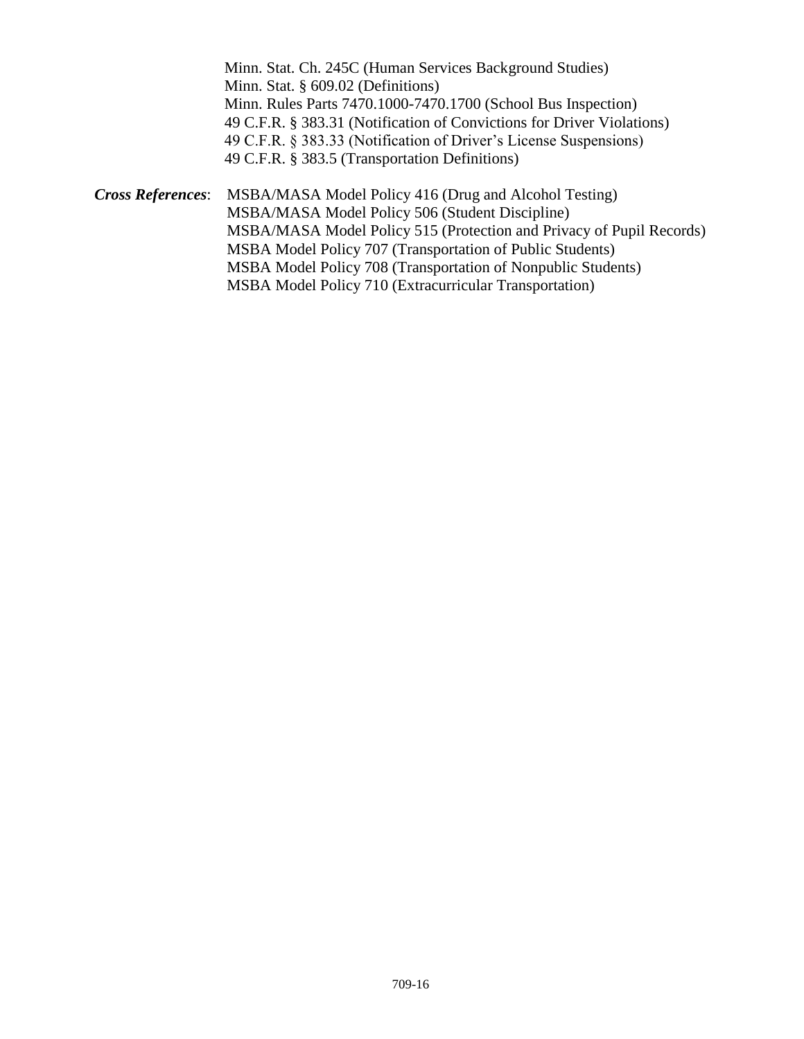Minn. Stat. Ch. 245C (Human Services Background Studies)
Minn. Stat. § 609.02 (Definitions)
Minn. Rules Parts 7470.1000-7470.1700 (School Bus Inspection)
49 C.F.R. § 383.31 (Notification of Convictions for Driver Violations)
49 C.F.R. § 383.33 (Notification of Driver's License Suspensions)
49 C.F.R. § 383.5 (Transportation Definitions)

***Cross References***: MSBA/MASA Model Policy 416 (Drug and Alcohol Testing)
MSBA/MASA Model Policy 506 (Student Discipline)
MSBA/MASA Model Policy 515 (Protection and Privacy of Pupil Records)
MSBA Model Policy 707 (Transportation of Public Students)
MSBA Model Policy 708 (Transportation of Nonpublic Students)
MSBA Model Policy 710 (Extracurricular Transportation)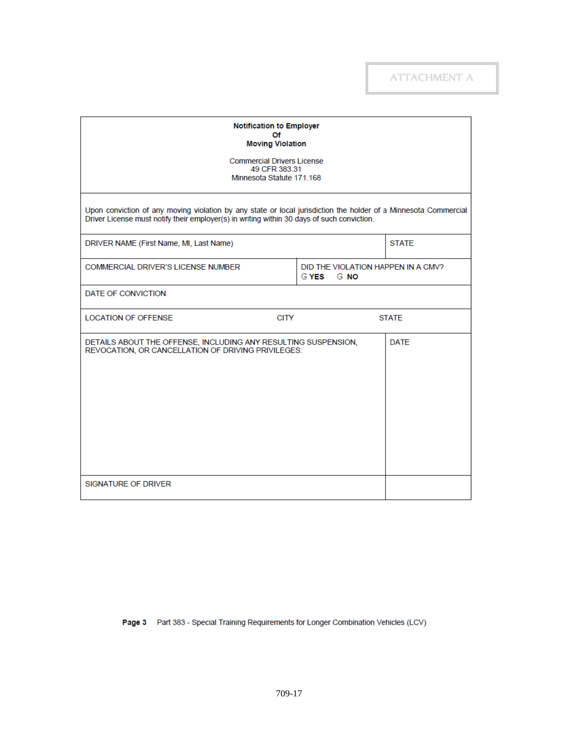ATTACHMENT A

**Notification to Employer**
**Of**
**Moving Violation**

Commercial Drivers License
49 CFR 383.31
Minnesota Statute 171.168

Upon conviction of any moving violation by any state or local jurisdiction the holder of a Minnesota Commercial Driver License must notify their employer(s) in writing within 30 days of such conviction.

| DRIVER NAME (First Name, MI, Last Name) | | STATE |
|---|---|---|
| COMMERCIAL DRIVER'S LICENSE NUMBER | DID THE VIOLATION HAPPEN IN A CMV? G **YES** G **NO** | |
| DATE OF CONVICTION | | |
| LOCATION OF OFFENSE | CITY | STATE |
| DETAILS ABOUT THE OFFENSE, INCLUDING ANY RESULTING SUSPENSION, REVOCATION, OR CANCELLATION OF DRIVING PRIVILEGES: | | DATE |
| SIGNATURE OF DRIVER | | |

**Page 3** Part 383 - Special Training Requirements for Longer Combination Vehicles (LCV)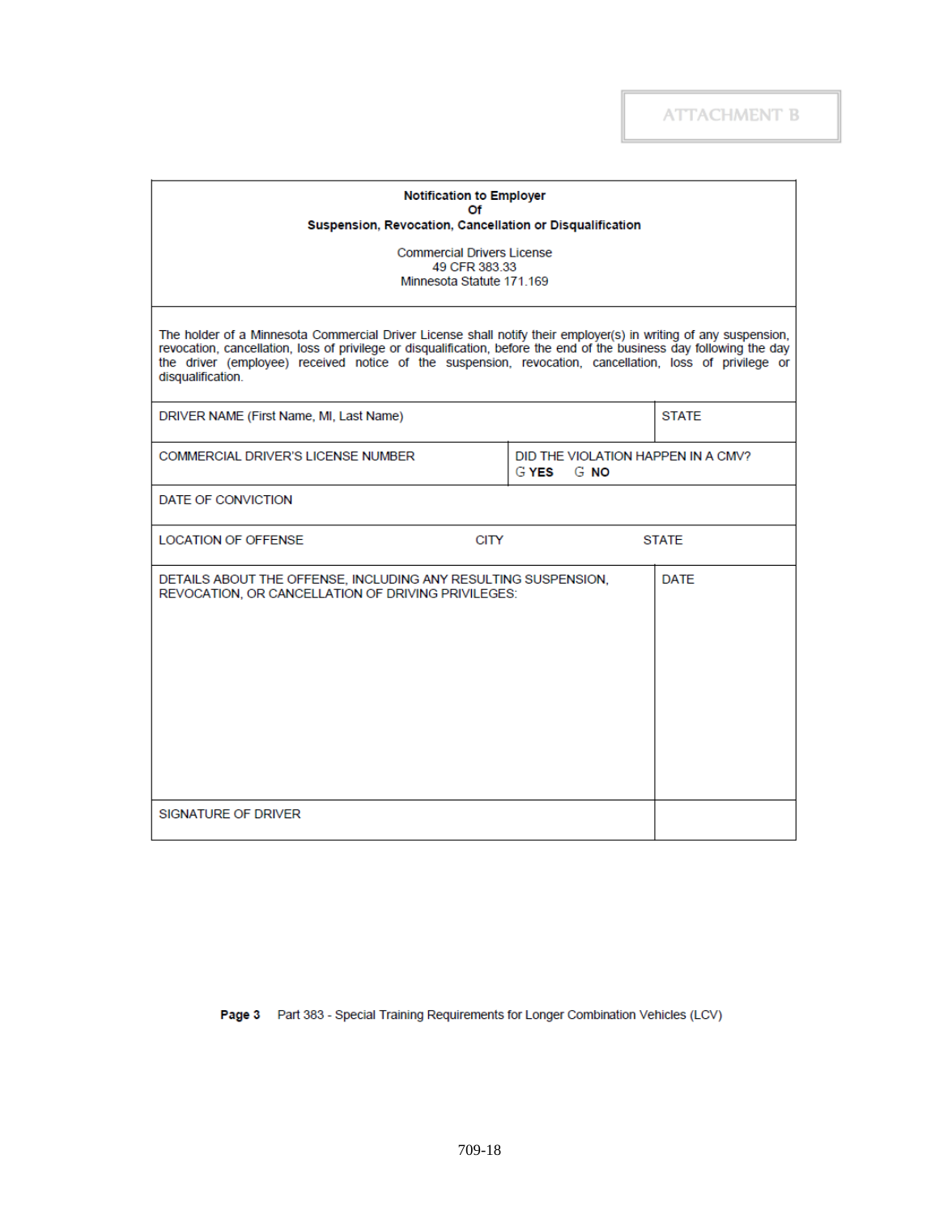ATTACHMENT B

**Notification to Employer**
**Of**
**Suspension, Revocation, Cancellation or Disqualification**

Commercial Drivers License
49 CFR 383.33
Minnesota Statute 171.169

The holder of a Minnesota Commercial Driver License shall notify their employer(s) in writing of any suspension, revocation, cancellation, loss of privilege or disqualification, before the end of the business day following the day the driver (employee) received notice of the suspension, revocation, cancellation, loss of privilege or disqualification.

| | | |
|---|---|---|
| DRIVER NAME (First Name, MI, Last Name) | | STATE |
| COMMERCIAL DRIVER'S LICENSE NUMBER | DID THE VIOLATION HAPPEN IN A CMV? G **YES** G **NO** | |
| DATE OF CONVICTION | | |
| LOCATION OF OFFENSE | CITY | STATE |
| DETAILS ABOUT THE OFFENSE, INCLUDING ANY RESULTING SUSPENSION, REVOCATION, OR CANCELLATION OF DRIVING PRIVILEGES: | | DATE |
| SIGNATURE OF DRIVER | | |

**Page 3** Part 383 - Special Training Requirements for Longer Combination Vehicles (LCV)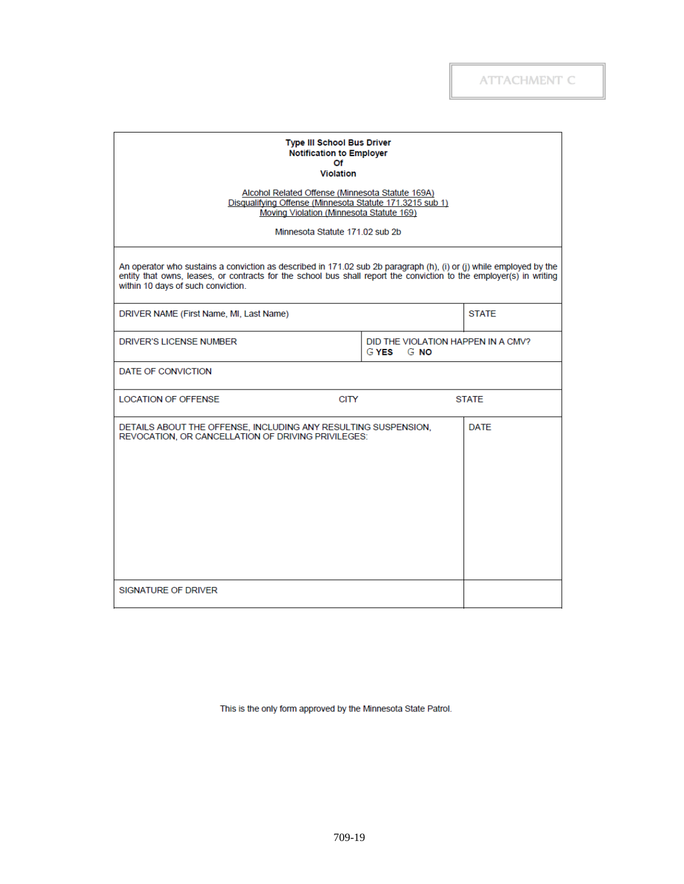ATTACHMENT C

**Type III School Bus Driver**
**Notification to Employer**
**Of**
**Violation**

Alcohol Related Offense (Minnesota Statute 169A)
Disqualifying Offense (Minnesota Statute 171.3215 sub 1)
Moving Violation (Minnesota Statute 169)

Minnesota Statute 171.02 sub 2b

An operator who sustains a conviction as described in 171.02 sub 2b paragraph (h), (i) or (j) while employed by the entity that owns, leases, or contracts for the school bus shall report the conviction to the employer(s) in writing within 10 days of such conviction.

| | | |
|---|---|---|
| DRIVER NAME (First Name, MI, Last Name) | | STATE |
| DRIVER'S LICENSE NUMBER | DID THE VIOLATION HAPPEN IN A CMV? ☐ **YES** ☐ **NO** | |
| DATE OF CONVICTION | | |
| LOCATION OF OFFENSE | CITY | STATE |
| DETAILS ABOUT THE OFFENSE, INCLUDING ANY RESULTING SUSPENSION, REVOCATION, OR CANCELLATION OF DRIVING PRIVILEGES: | | DATE |
| SIGNATURE OF DRIVER | | |

This is the only form approved by the Minnesota State Patrol.